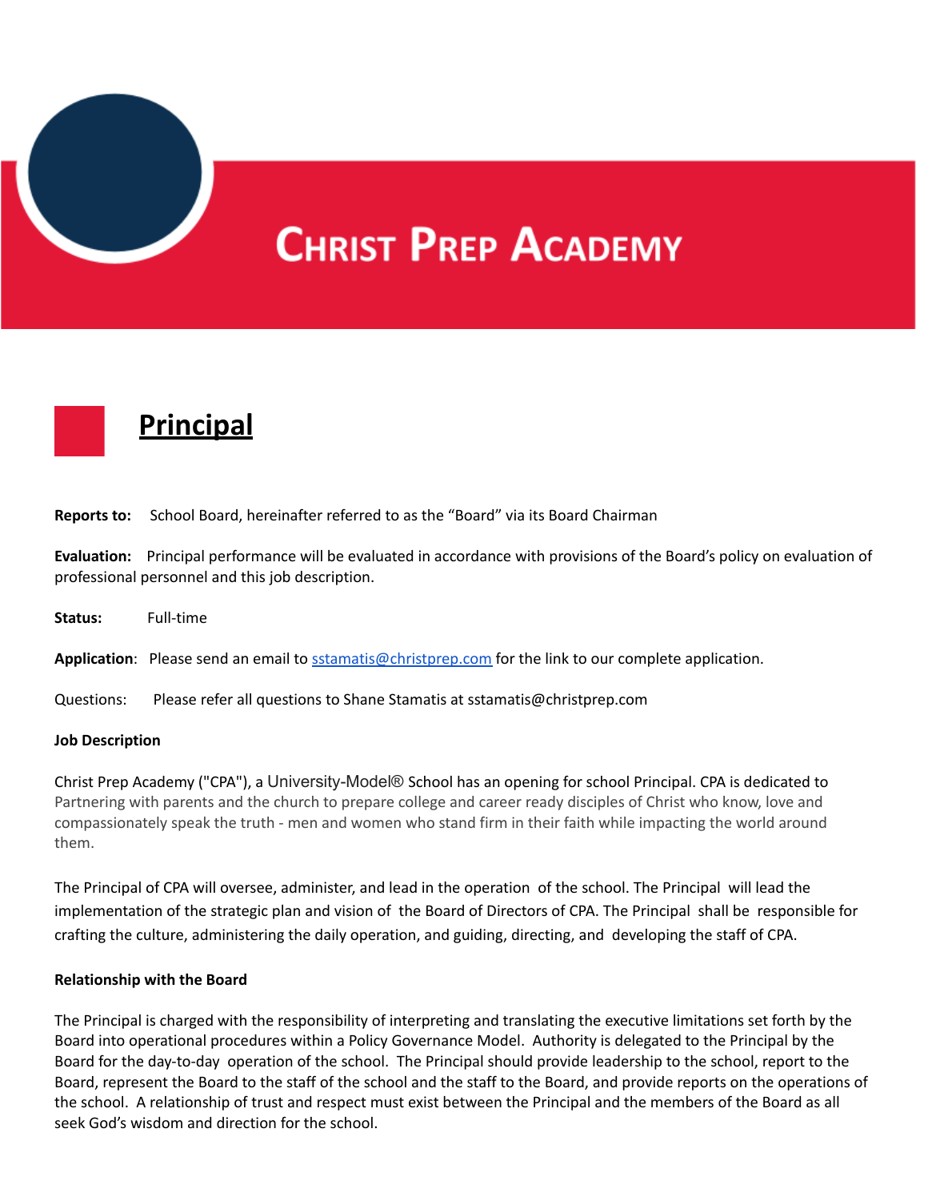# Christ Prep Academy

## Principal

**Reports to:** School Board, hereinafter referred to as the "Board" via its Board Chairman

**Evaluation:** Principal performance will be evaluated in accordance with provisions of the Board's policy on evaluation of professional personnel and this job description.

**Status:** Full-time

**Application**: Please send an email to sstamatis@christprep.com for the link to our complete application.

Questions: Please refer all questions to Shane Stamatis at sstamatis@christprep.com

**Job Description**

Christ Prep Academy ("CPA"), a University-Model® School has an opening for school Principal. CPA is dedicated to Partnering with parents and the church to prepare college and career ready disciples of Christ who know, love and compassionately speak the truth - men and women who stand firm in their faith while impacting the world around them.

The Principal of CPA will oversee, administer, and lead in the operation of the school. The Principal will lead the implementation of the strategic plan and vision of the Board of Directors of CPA. The Principal shall be responsible for crafting the culture, administering the daily operation, and guiding, directing, and developing the staff of CPA.

**Relationship with the Board**

The Principal is charged with the responsibility of interpreting and translating the executive limitations set forth by the Board into operational procedures within a Policy Governance Model. Authority is delegated to the Principal by the Board for the day-to-day operation of the school. The Principal should provide leadership to the school, report to the Board, represent the Board to the staff of the school and the staff to the Board, and provide reports on the operations of the school. A relationship of trust and respect must exist between the Principal and the members of the Board as all seek God's wisdom and direction for the school.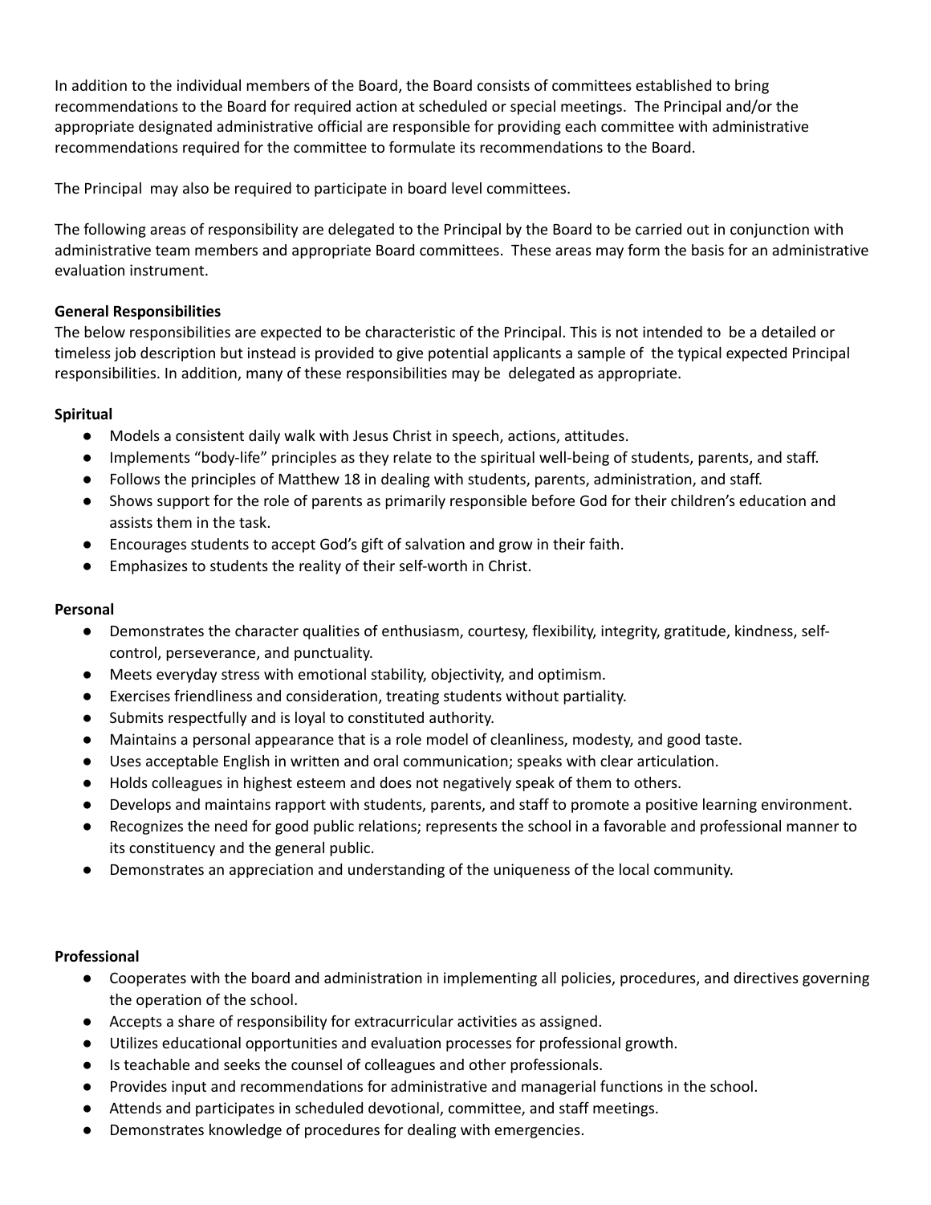In addition to the individual members of the Board, the Board consists of committees established to bring recommendations to the Board for required action at scheduled or special meetings. The Principal and/or the appropriate designated administrative official are responsible for providing each committee with administrative recommendations required for the committee to formulate its recommendations to the Board.

The Principal may also be required to participate in board level committees.

The following areas of responsibility are delegated to the Principal by the Board to be carried out in conjunction with administrative team members and appropriate Board committees. These areas may form the basis for an administrative evaluation instrument.

**General Responsibilities**
The below responsibilities are expected to be characteristic of the Principal. This is not intended to be a detailed or timeless job description but instead is provided to give potential applicants a sample of the typical expected Principal responsibilities. In addition, many of these responsibilities may be delegated as appropriate.

**Spiritual**

- Models a consistent daily walk with Jesus Christ in speech, actions, attitudes.
- Implements "body-life" principles as they relate to the spiritual well-being of students, parents, and staff.
- Follows the principles of Matthew 18 in dealing with students, parents, administration, and staff.
- Shows support for the role of parents as primarily responsible before God for their children's education and assists them in the task.
- Encourages students to accept God's gift of salvation and grow in their faith.
- Emphasizes to students the reality of their self-worth in Christ.

**Personal**

- Demonstrates the character qualities of enthusiasm, courtesy, flexibility, integrity, gratitude, kindness, self-control, perseverance, and punctuality.
- Meets everyday stress with emotional stability, objectivity, and optimism.
- Exercises friendliness and consideration, treating students without partiality.
- Submits respectfully and is loyal to constituted authority.
- Maintains a personal appearance that is a role model of cleanliness, modesty, and good taste.
- Uses acceptable English in written and oral communication; speaks with clear articulation.
- Holds colleagues in highest esteem and does not negatively speak of them to others.
- Develops and maintains rapport with students, parents, and staff to promote a positive learning environment.
- Recognizes the need for good public relations; represents the school in a favorable and professional manner to its constituency and the general public.
- Demonstrates an appreciation and understanding of the uniqueness of the local community.

**Professional**

- Cooperates with the board and administration in implementing all policies, procedures, and directives governing the operation of the school.
- Accepts a share of responsibility for extracurricular activities as assigned.
- Utilizes educational opportunities and evaluation processes for professional growth.
- Is teachable and seeks the counsel of colleagues and other professionals.
- Provides input and recommendations for administrative and managerial functions in the school.
- Attends and participates in scheduled devotional, committee, and staff meetings.
- Demonstrates knowledge of procedures for dealing with emergencies.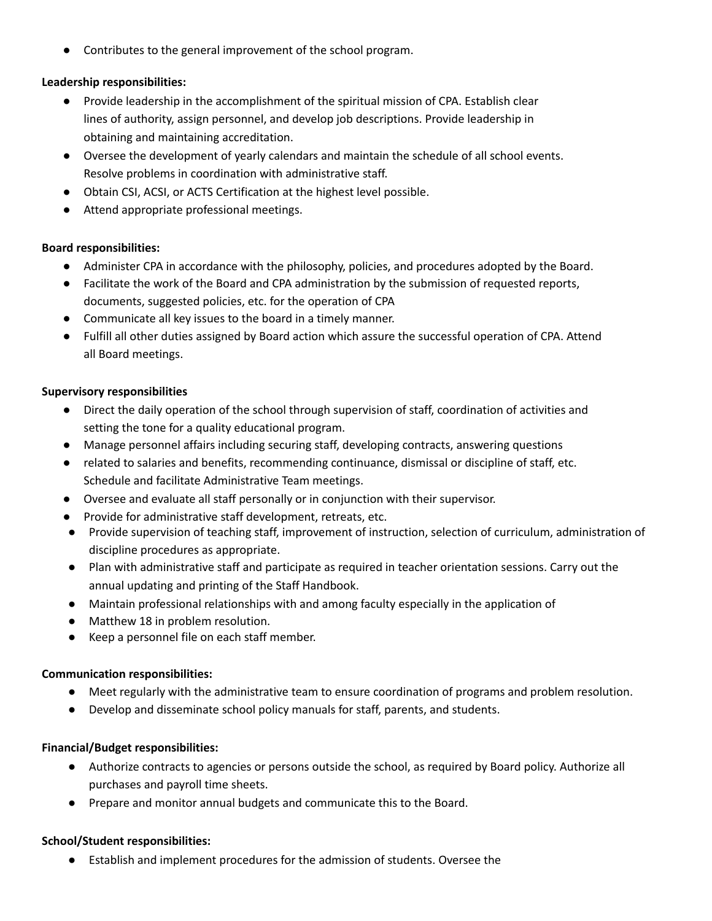- Contributes to the general improvement of the school program.

**Leadership responsibilities:**

- Provide leadership in the accomplishment of the spiritual mission of CPA. Establish clear lines of authority, assign personnel, and develop job descriptions. Provide leadership in obtaining and maintaining accreditation.
- Oversee the development of yearly calendars and maintain the schedule of all school events. Resolve problems in coordination with administrative staff.
- Obtain CSI, ACSI, or ACTS Certification at the highest level possible.
- Attend appropriate professional meetings.

**Board responsibilities:**

- Administer CPA in accordance with the philosophy, policies, and procedures adopted by the Board.
- Facilitate the work of the Board and CPA administration by the submission of requested reports, documents, suggested policies, etc. for the operation of CPA
- Communicate all key issues to the board in a timely manner.
- Fulfill all other duties assigned by Board action which assure the successful operation of CPA. Attend all Board meetings.

**Supervisory responsibilities**

- Direct the daily operation of the school through supervision of staff, coordination of activities and setting the tone for a quality educational program.
- Manage personnel affairs including securing staff, developing contracts, answering questions
- related to salaries and benefits, recommending continuance, dismissal or discipline of staff, etc. Schedule and facilitate Administrative Team meetings.
- Oversee and evaluate all staff personally or in conjunction with their supervisor.
- Provide for administrative staff development, retreats, etc.
- Provide supervision of teaching staff, improvement of instruction, selection of curriculum, administration of discipline procedures as appropriate.
- Plan with administrative staff and participate as required in teacher orientation sessions. Carry out the annual updating and printing of the Staff Handbook.
- Maintain professional relationships with and among faculty especially in the application of
- Matthew 18 in problem resolution.
- Keep a personnel file on each staff member.

**Communication responsibilities:**

- Meet regularly with the administrative team to ensure coordination of programs and problem resolution.
- Develop and disseminate school policy manuals for staff, parents, and students.

**Financial/Budget responsibilities:**

- Authorize contracts to agencies or persons outside the school, as required by Board policy. Authorize all purchases and payroll time sheets.
- Prepare and monitor annual budgets and communicate this to the Board.

**School/Student responsibilities:**

- Establish and implement procedures for the admission of students. Oversee the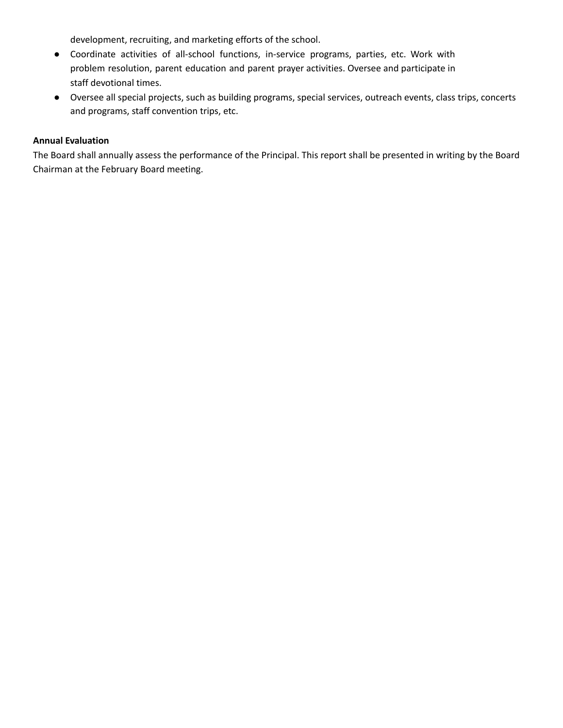development, recruiting, and marketing efforts of the school.

- Coordinate activities of all-school functions, in-service programs, parties, etc. Work with problem resolution, parent education and parent prayer activities. Oversee and participate in staff devotional times.
- Oversee all special projects, such as building programs, special services, outreach events, class trips, concerts and programs, staff convention trips, etc.

**Annual Evaluation**

The Board shall annually assess the performance of the Principal. This report shall be presented in writing by the Board Chairman at the February Board meeting.